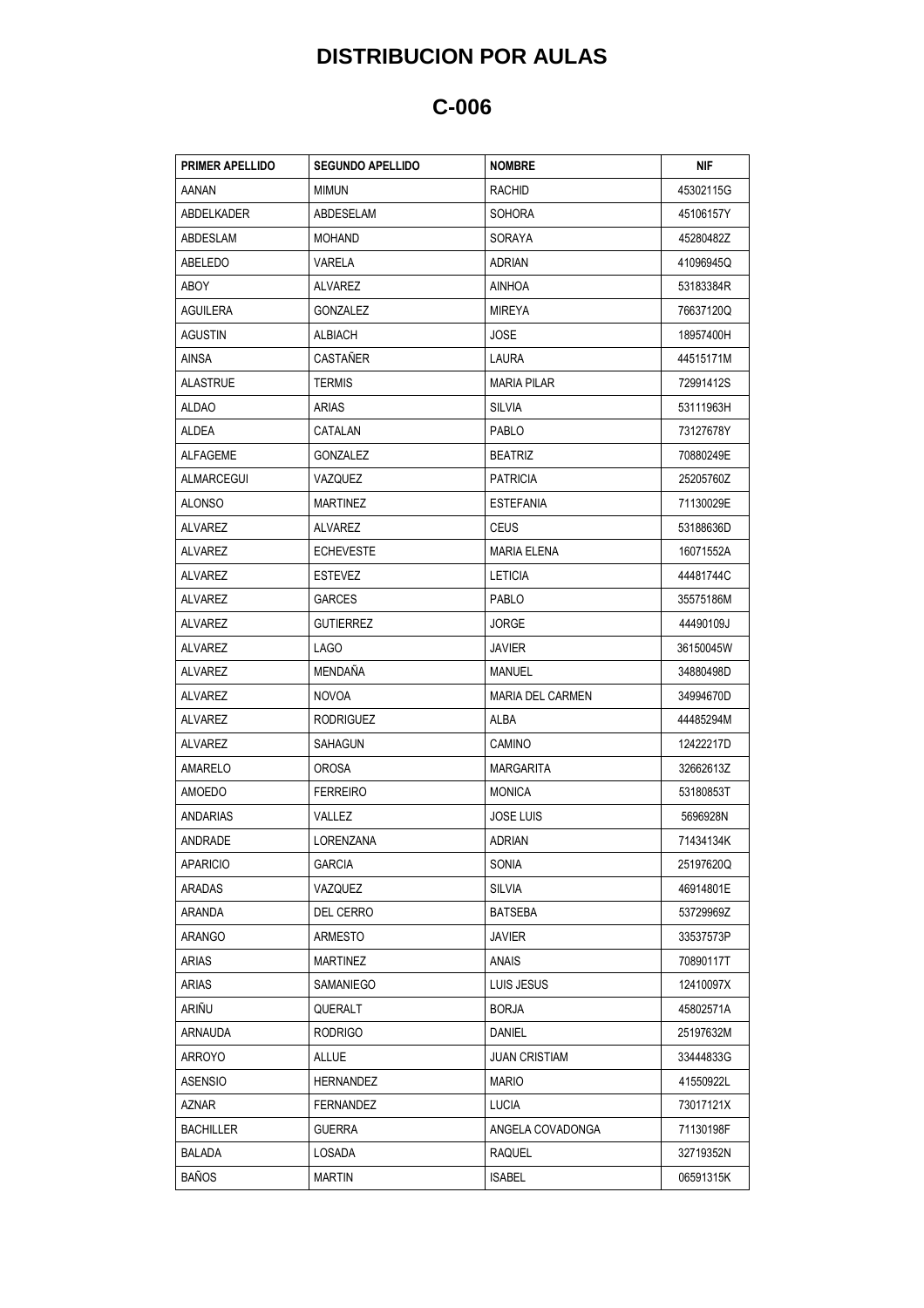# DISTRIBUCION POR AULAS

## C-006

| PRIMER APELLIDO | SEGUNDO APELLIDO | NOMBRE | NIF |
|---|---|---|---|
| AANAN | MIMUN | RACHID | 45302115G |
| ABDELKADER | ABDESELAM | SOHORA | 45106157Y |
| ABDESLAM | MOHAND | SORAYA | 45280482Z |
| ABELEDO | VARELA | ADRIAN | 41096945Q |
| ABOY | ALVAREZ | AINHOA | 53183384R |
| AGUILERA | GONZALEZ | MIREYA | 76637120Q |
| AGUSTIN | ALBIACH | JOSE | 18957400H |
| AINSA | CASTAÑER | LAURA | 44515171M |
| ALASTRUE | TERMIS | MARIA PILAR | 72991412S |
| ALDAO | ARIAS | SILVIA | 53111963H |
| ALDEA | CATALAN | PABLO | 73127678Y |
| ALFAGEME | GONZALEZ | BEATRIZ | 70880249E |
| ALMARCEGUI | VAZQUEZ | PATRICIA | 25205760Z |
| ALONSO | MARTINEZ | ESTEFANIA | 71130029E |
| ALVAREZ | ALVAREZ | CEUS | 53188636D |
| ALVAREZ | ECHEVESTE | MARIA ELENA | 16071552A |
| ALVAREZ | ESTEVEZ | LETICIA | 44481744C |
| ALVAREZ | GARCES | PABLO | 35575186M |
| ALVAREZ | GUTIERREZ | JORGE | 44490109J |
| ALVAREZ | LAGO | JAVIER | 36150045W |
| ALVAREZ | MENDAÑA | MANUEL | 34880498D |
| ALVAREZ | NOVOA | MARIA DEL CARMEN | 34994670D |
| ALVAREZ | RODRIGUEZ | ALBA | 44485294M |
| ALVAREZ | SAHAGUN | CAMINO | 12422217D |
| AMARELO | OROSA | MARGARITA | 32662613Z |
| AMOEDO | FERREIRO | MONICA | 53180853T |
| ANDARIAS | VALLEZ | JOSE LUIS | 5696928N |
| ANDRADE | LORENZANA | ADRIAN | 71434134K |
| APARICIO | GARCIA | SONIA | 25197620Q |
| ARADAS | VAZQUEZ | SILVIA | 46914801E |
| ARANDA | DEL CERRO | BATSEBA | 53729969Z |
| ARANGO | ARMESTO | JAVIER | 33537573P |
| ARIAS | MARTINEZ | ANAIS | 70890117T |
| ARIAS | SAMANIEGO | LUIS JESUS | 12410097X |
| ARIÑU | QUERALT | BORJA | 45802571A |
| ARNAUDA | RODRIGO | DANIEL | 25197632M |
| ARROYO | ALLUE | JUAN CRISTIAM | 33444833G |
| ASENSIO | HERNANDEZ | MARIO | 41550922L |
| AZNAR | FERNANDEZ | LUCIA | 73017121X |
| BACHILLER | GUERRA | ANGELA COVADONGA | 71130198F |
| BALADA | LOSADA | RAQUEL | 32719352N |
| BAÑOS | MARTIN | ISABEL | 06591315K |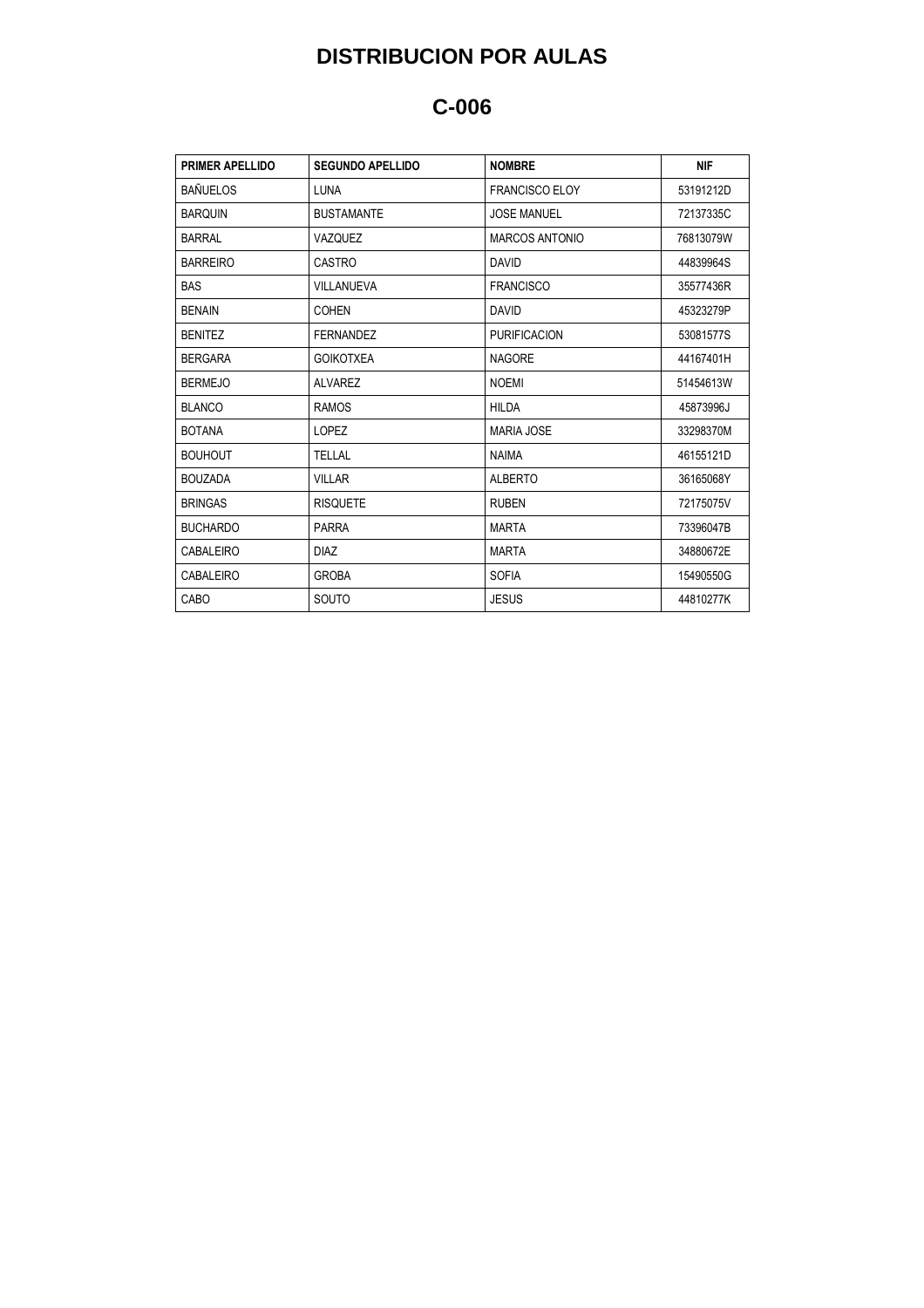# DISTRIBUCION POR AULAS

## C-006

| PRIMER APELLIDO | SEGUNDO APELLIDO | NOMBRE | NIF |
|---|---|---|---|
| BAÑUELOS | LUNA | FRANCISCO ELOY | 53191212D |
| BARQUIN | BUSTAMANTE | JOSE MANUEL | 72137335C |
| BARRAL | VAZQUEZ | MARCOS ANTONIO | 76813079W |
| BARREIRO | CASTRO | DAVID | 44839964S |
| BAS | VILLANUEVA | FRANCISCO | 35577436R |
| BENAIN | COHEN | DAVID | 45323279P |
| BENITEZ | FERNANDEZ | PURIFICACION | 53081577S |
| BERGARA | GOIKOTXEA | NAGORE | 44167401H |
| BERMEJO | ALVAREZ | NOEMI | 51454613W |
| BLANCO | RAMOS | HILDA | 45873996J |
| BOTANA | LOPEZ | MARIA JOSE | 33298370M |
| BOUHOUT | TELLAL | NAIMA | 46155121D |
| BOUZADA | VILLAR | ALBERTO | 36165068Y |
| BRINGAS | RISQUETE | RUBEN | 72175075V |
| BUCHARDO | PARRA | MARTA | 73396047B |
| CABALEIRO | DIAZ | MARTA | 34880672E |
| CABALEIRO | GROBA | SOFIA | 15490550G |
| CABO | SOUTO | JESUS | 44810277K |